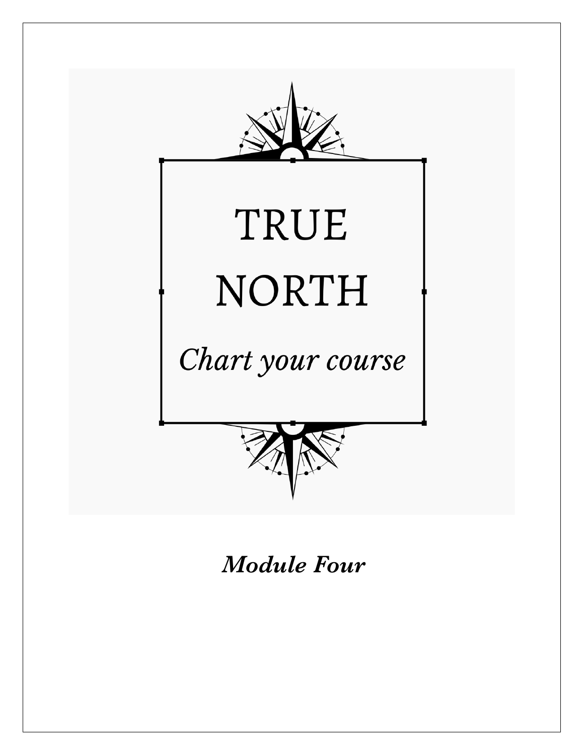# TRUE NORTH

*Chart your course*

***Module Four***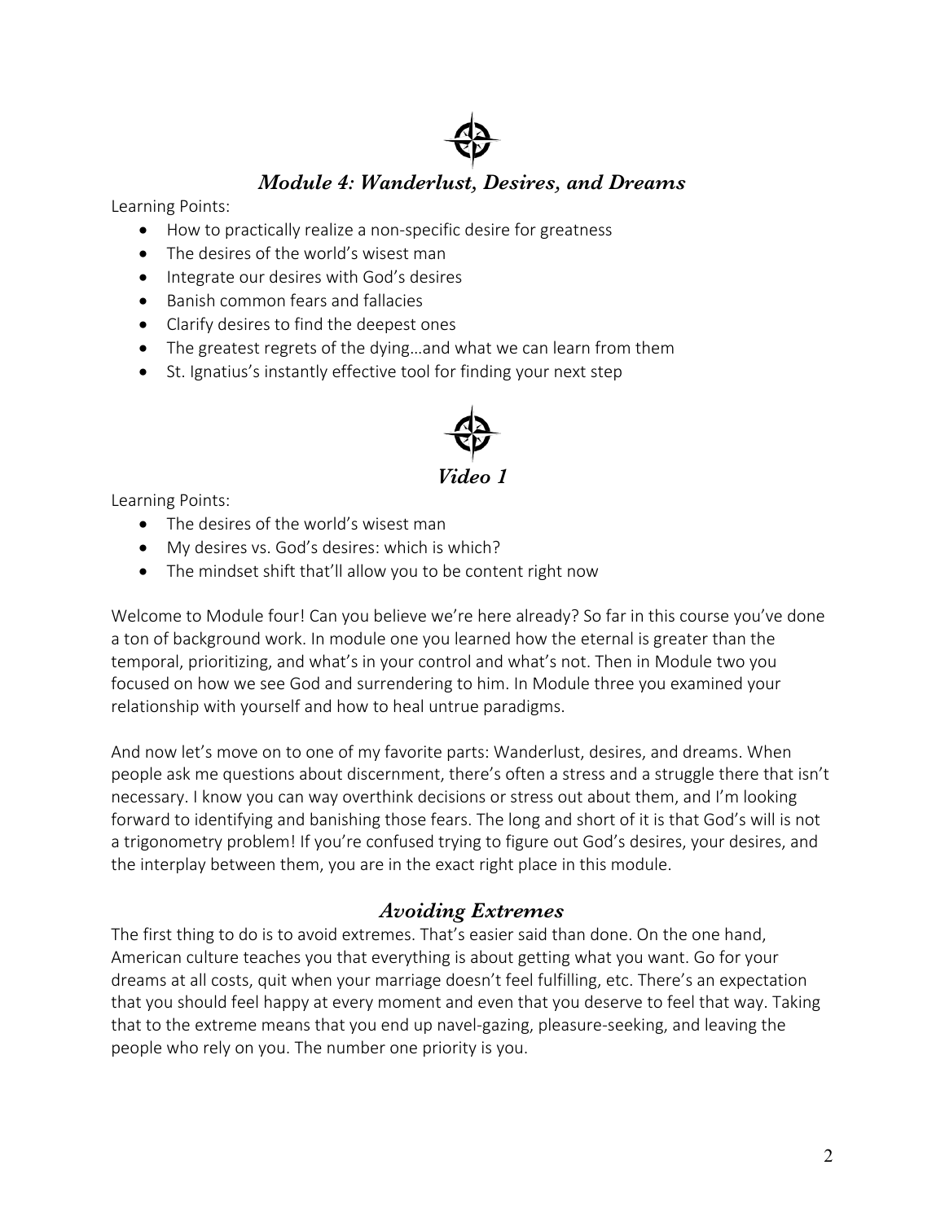## *Module 4: Wanderlust, Desires, and Dreams*

Learning Points:

- How to practically realize a non-specific desire for greatness
- The desires of the world's wisest man
- Integrate our desires with God's desires
- Banish common fears and fallacies
- Clarify desires to find the deepest ones
- The greatest regrets of the dying…and what we can learn from them
- St. Ignatius's instantly effective tool for finding your next step

## *Video 1*

Learning Points:

- The desires of the world's wisest man
- My desires vs. God's desires: which is which?
- The mindset shift that'll allow you to be content right now

Welcome to Module four! Can you believe we're here already? So far in this course you've done a ton of background work. In module one you learned how the eternal is greater than the temporal, prioritizing, and what's in your control and what's not. Then in Module two you focused on how we see God and surrendering to him. In Module three you examined your relationship with yourself and how to heal untrue paradigms.

And now let's move on to one of my favorite parts: Wanderlust, desires, and dreams. When people ask me questions about discernment, there's often a stress and a struggle there that isn't necessary. I know you can way overthink decisions or stress out about them, and I'm looking forward to identifying and banishing those fears. The long and short of it is that God's will is not a trigonometry problem! If you're confused trying to figure out God's desires, your desires, and the interplay between them, you are in the exact right place in this module.

### *Avoiding Extremes*

The first thing to do is to avoid extremes. That's easier said than done. On the one hand, American culture teaches you that everything is about getting what you want. Go for your dreams at all costs, quit when your marriage doesn't feel fulfilling, etc. There's an expectation that you should feel happy at every moment and even that you deserve to feel that way. Taking that to the extreme means that you end up navel-gazing, pleasure-seeking, and leaving the people who rely on you. The number one priority is you.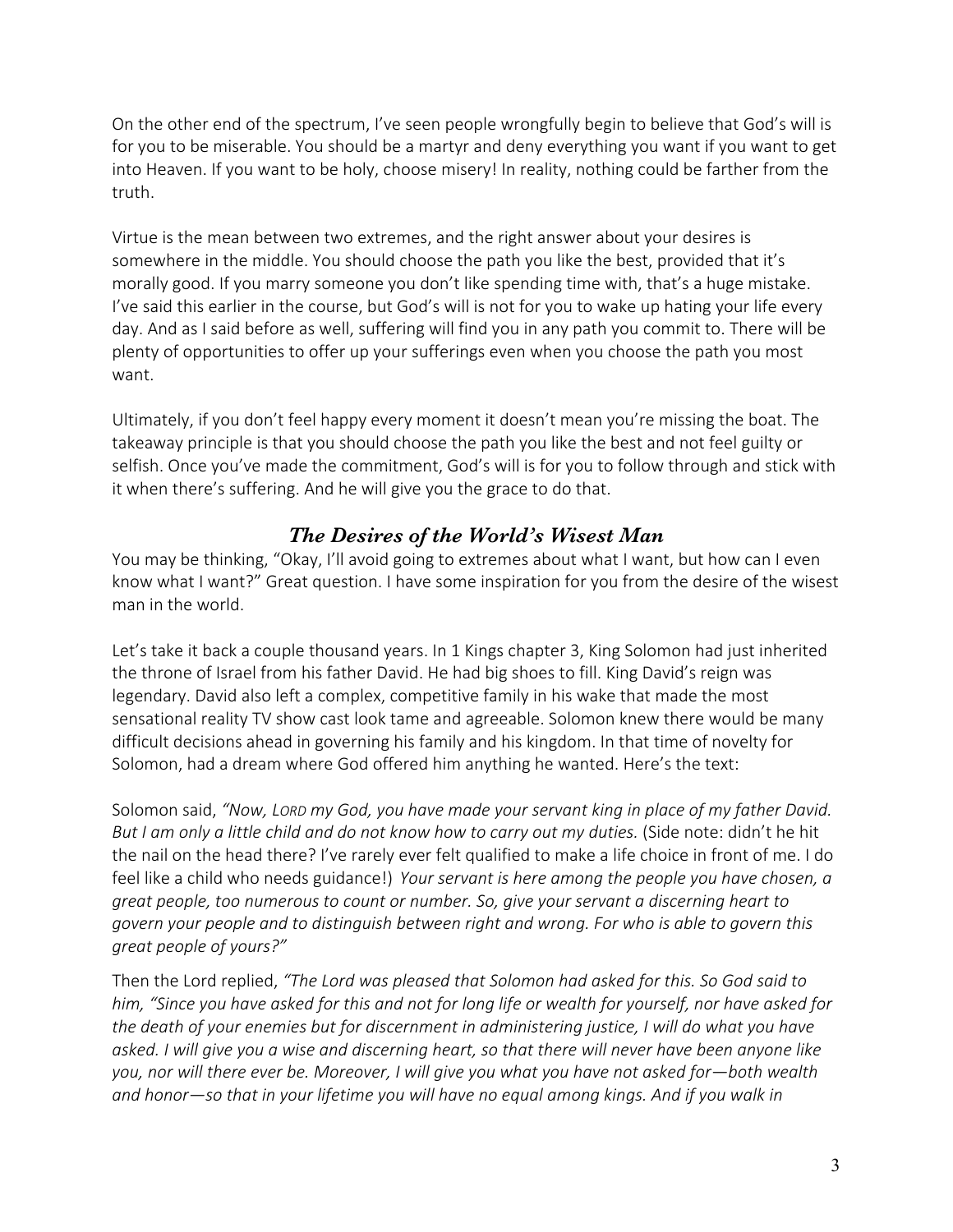On the other end of the spectrum, I've seen people wrongfully begin to believe that God's will is for you to be miserable. You should be a martyr and deny everything you want if you want to get into Heaven. If you want to be holy, choose misery! In reality, nothing could be farther from the truth.

Virtue is the mean between two extremes, and the right answer about your desires is somewhere in the middle. You should choose the path you like the best, provided that it's morally good. If you marry someone you don't like spending time with, that's a huge mistake. I've said this earlier in the course, but God's will is not for you to wake up hating your life every day. And as I said before as well, suffering will find you in any path you commit to. There will be plenty of opportunities to offer up your sufferings even when you choose the path you most want.

Ultimately, if you don't feel happy every moment it doesn't mean you're missing the boat. The takeaway principle is that you should choose the path you like the best and not feel guilty or selfish. Once you've made the commitment, God's will is for you to follow through and stick with it when there's suffering. And he will give you the grace to do that.

## *The Desires of the World's Wisest Man*

You may be thinking, "Okay, I'll avoid going to extremes about what I want, but how can I even know what I want?" Great question. I have some inspiration for you from the desire of the wisest man in the world.

Let's take it back a couple thousand years. In 1 Kings chapter 3, King Solomon had just inherited the throne of Israel from his father David. He had big shoes to fill. King David's reign was legendary. David also left a complex, competitive family in his wake that made the most sensational reality TV show cast look tame and agreeable. Solomon knew there would be many difficult decisions ahead in governing his family and his kingdom. In that time of novelty for Solomon, had a dream where God offered him anything he wanted. Here's the text:

Solomon said, *"Now, LORD my God, you have made your servant king in place of my father David. But I am only a little child and do not know how to carry out my duties.* (Side note: didn't he hit the nail on the head there? I've rarely ever felt qualified to make a life choice in front of me. I do feel like a child who needs guidance!) *Your servant is here among the people you have chosen, a great people, too numerous to count or number. So, give your servant a discerning heart to govern your people and to distinguish between right and wrong. For who is able to govern this great people of yours?"*

Then the Lord replied, *"The Lord was pleased that Solomon had asked for this. So God said to him, "Since you have asked for this and not for long life or wealth for yourself, nor have asked for the death of your enemies but for discernment in administering justice, I will do what you have asked. I will give you a wise and discerning heart, so that there will never have been anyone like you, nor will there ever be. Moreover, I will give you what you have not asked for—both wealth and honor—so that in your lifetime you will have no equal among kings. And if you walk in*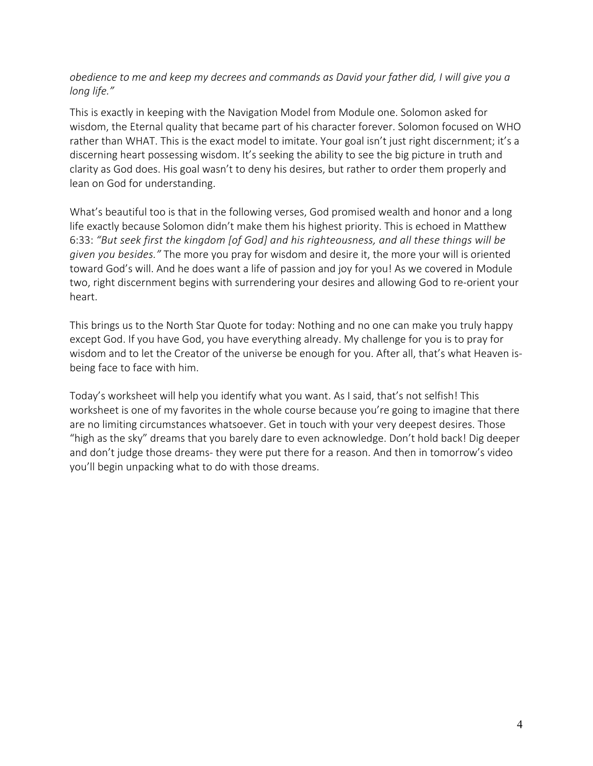*obedience to me and keep my decrees and commands as David your father did, I will give you a long life."*

This is exactly in keeping with the Navigation Model from Module one. Solomon asked for wisdom, the Eternal quality that became part of his character forever. Solomon focused on WHO rather than WHAT. This is the exact model to imitate. Your goal isn't just right discernment; it's a discerning heart possessing wisdom. It's seeking the ability to see the big picture in truth and clarity as God does. His goal wasn't to deny his desires, but rather to order them properly and lean on God for understanding.

What's beautiful too is that in the following verses, God promised wealth and honor and a long life exactly because Solomon didn't make them his highest priority. This is echoed in Matthew 6:33: *"But seek first the kingdom [of God] and his righteousness, and all these things will be given you besides."* The more you pray for wisdom and desire it, the more your will is oriented toward God's will. And he does want a life of passion and joy for you! As we covered in Module two, right discernment begins with surrendering your desires and allowing God to re-orient your heart.

This brings us to the North Star Quote for today: Nothing and no one can make you truly happy except God. If you have God, you have everything already. My challenge for you is to pray for wisdom and to let the Creator of the universe be enough for you. After all, that's what Heaven is- being face to face with him.

Today's worksheet will help you identify what you want. As I said, that's not selfish! This worksheet is one of my favorites in the whole course because you're going to imagine that there are no limiting circumstances whatsoever. Get in touch with your very deepest desires. Those "high as the sky" dreams that you barely dare to even acknowledge. Don't hold back! Dig deeper and don't judge those dreams- they were put there for a reason. And then in tomorrow's video you'll begin unpacking what to do with those dreams.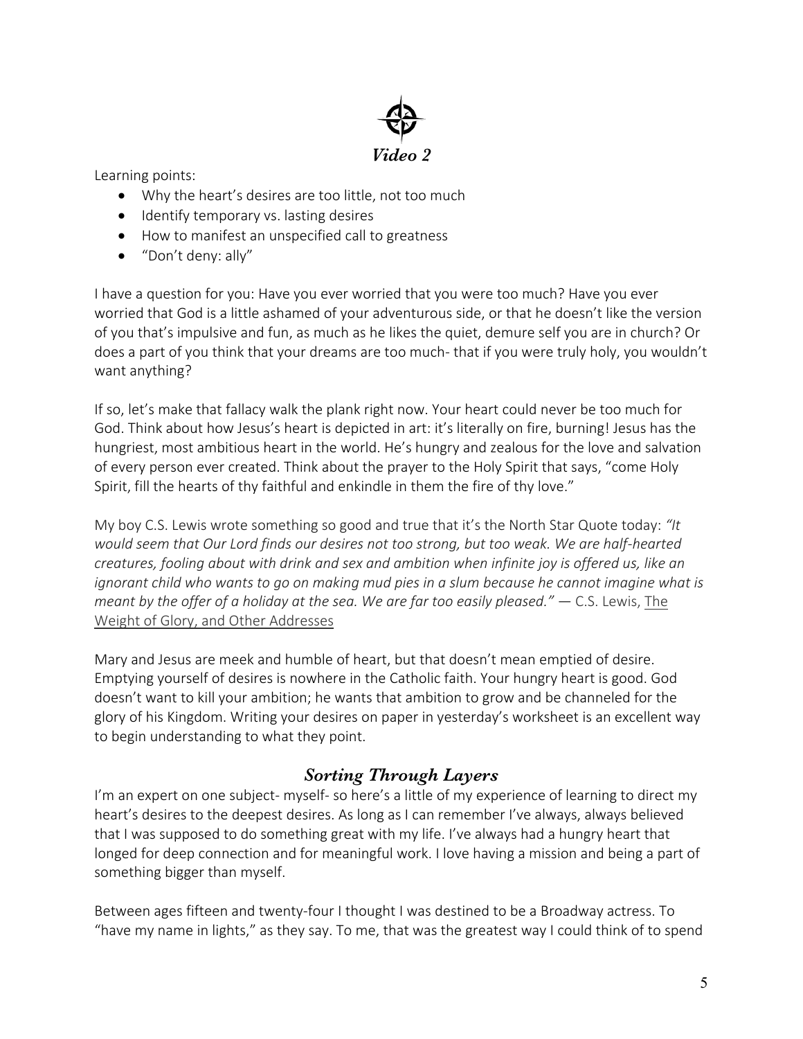## *Video 2*

Learning points:

- Why the heart's desires are too little, not too much
- Identify temporary vs. lasting desires
- How to manifest an unspecified call to greatness
- "Don't deny: ally"

I have a question for you: Have you ever worried that you were too much? Have you ever worried that God is a little ashamed of your adventurous side, or that he doesn't like the version of you that's impulsive and fun, as much as he likes the quiet, demure self you are in church? Or does a part of you think that your dreams are too much- that if you were truly holy, you wouldn't want anything?

If so, let's make that fallacy walk the plank right now. Your heart could never be too much for God. Think about how Jesus's heart is depicted in art: it's literally on fire, burning! Jesus has the hungriest, most ambitious heart in the world. He's hungry and zealous for the love and salvation of every person ever created. Think about the prayer to the Holy Spirit that says, "come Holy Spirit, fill the hearts of thy faithful and enkindle in them the fire of thy love."

My boy C.S. Lewis wrote something so good and true that it's the North Star Quote today: *"It would seem that Our Lord finds our desires not too strong, but too weak. We are half-hearted creatures, fooling about with drink and sex and ambition when infinite joy is offered us, like an ignorant child who wants to go on making mud pies in a slum because he cannot imagine what is meant by the offer of a holiday at the sea. We are far too easily pleased."* — C.S. Lewis, The Weight of Glory, and Other Addresses

Mary and Jesus are meek and humble of heart, but that doesn't mean emptied of desire. Emptying yourself of desires is nowhere in the Catholic faith. Your hungry heart is good. God doesn't want to kill your ambition; he wants that ambition to grow and be channeled for the glory of his Kingdom. Writing your desires on paper in yesterday's worksheet is an excellent way to begin understanding to what they point.

## *Sorting Through Layers*

I'm an expert on one subject- myself- so here's a little of my experience of learning to direct my heart's desires to the deepest desires. As long as I can remember I've always, always believed that I was supposed to do something great with my life. I've always had a hungry heart that longed for deep connection and for meaningful work. I love having a mission and being a part of something bigger than myself.

Between ages fifteen and twenty-four I thought I was destined to be a Broadway actress. To "have my name in lights," as they say. To me, that was the greatest way I could think of to spend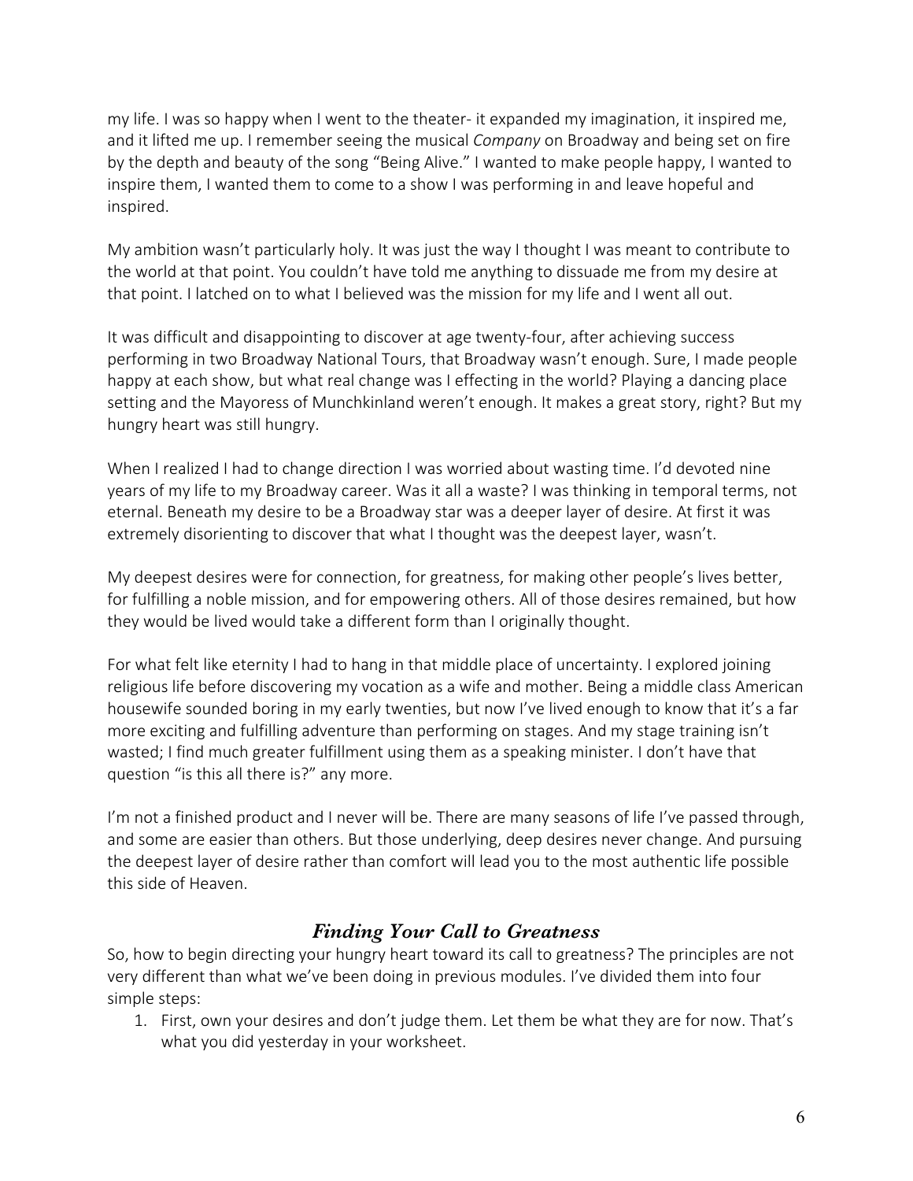my life. I was so happy when I went to the theater- it expanded my imagination, it inspired me, and it lifted me up. I remember seeing the musical *Company* on Broadway and being set on fire by the depth and beauty of the song "Being Alive." I wanted to make people happy, I wanted to inspire them, I wanted them to come to a show I was performing in and leave hopeful and inspired.

My ambition wasn't particularly holy. It was just the way I thought I was meant to contribute to the world at that point. You couldn't have told me anything to dissuade me from my desire at that point. I latched on to what I believed was the mission for my life and I went all out.

It was difficult and disappointing to discover at age twenty-four, after achieving success performing in two Broadway National Tours, that Broadway wasn't enough. Sure, I made people happy at each show, but what real change was I effecting in the world? Playing a dancing place setting and the Mayoress of Munchkinland weren't enough. It makes a great story, right? But my hungry heart was still hungry.

When I realized I had to change direction I was worried about wasting time. I'd devoted nine years of my life to my Broadway career. Was it all a waste? I was thinking in temporal terms, not eternal. Beneath my desire to be a Broadway star was a deeper layer of desire. At first it was extremely disorienting to discover that what I thought was the deepest layer, wasn't.

My deepest desires were for connection, for greatness, for making other people's lives better, for fulfilling a noble mission, and for empowering others. All of those desires remained, but how they would be lived would take a different form than I originally thought.

For what felt like eternity I had to hang in that middle place of uncertainty. I explored joining religious life before discovering my vocation as a wife and mother. Being a middle class American housewife sounded boring in my early twenties, but now I've lived enough to know that it's a far more exciting and fulfilling adventure than performing on stages. And my stage training isn't wasted; I find much greater fulfillment using them as a speaking minister. I don't have that question "is this all there is?" any more.

I'm not a finished product and I never will be. There are many seasons of life I've passed through, and some are easier than others. But those underlying, deep desires never change. And pursuing the deepest layer of desire rather than comfort will lead you to the most authentic life possible this side of Heaven.

## *Finding Your Call to Greatness*

So, how to begin directing your hungry heart toward its call to greatness? The principles are not very different than what we've been doing in previous modules. I've divided them into four simple steps:

1. First, own your desires and don't judge them. Let them be what they are for now. That's what you did yesterday in your worksheet.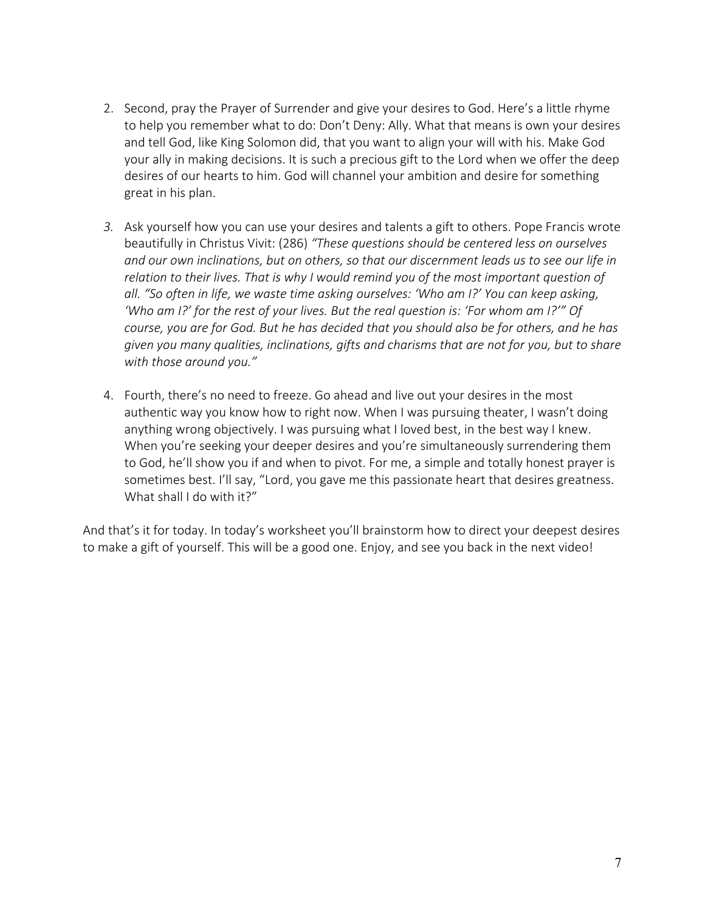2. Second, pray the Prayer of Surrender and give your desires to God. Here's a little rhyme to help you remember what to do: Don't Deny: Ally. What that means is own your desires and tell God, like King Solomon did, that you want to align your will with his. Make God your ally in making decisions. It is such a precious gift to the Lord when we offer the deep desires of our hearts to him. God will channel your ambition and desire for something great in his plan.

3. Ask yourself how you can use your desires and talents a gift to others. Pope Francis wrote beautifully in Christus Vivit: (286) *"These questions should be centered less on ourselves and our own inclinations, but on others, so that our discernment leads us to see our life in relation to their lives. That is why I would remind you of the most important question of all. "So often in life, we waste time asking ourselves: 'Who am I?' You can keep asking, 'Who am I?' for the rest of your lives. But the real question is: 'For whom am I?'" Of course, you are for God. But he has decided that you should also be for others, and he has given you many qualities, inclinations, gifts and charisms that are not for you, but to share with those around you."*

4. Fourth, there's no need to freeze. Go ahead and live out your desires in the most authentic way you know how to right now. When I was pursuing theater, I wasn't doing anything wrong objectively. I was pursuing what I loved best, in the best way I knew. When you're seeking your deeper desires and you're simultaneously surrendering them to God, he'll show you if and when to pivot. For me, a simple and totally honest prayer is sometimes best. I'll say, "Lord, you gave me this passionate heart that desires greatness. What shall I do with it?"

And that's it for today. In today's worksheet you'll brainstorm how to direct your deepest desires to make a gift of yourself. This will be a good one. Enjoy, and see you back in the next video!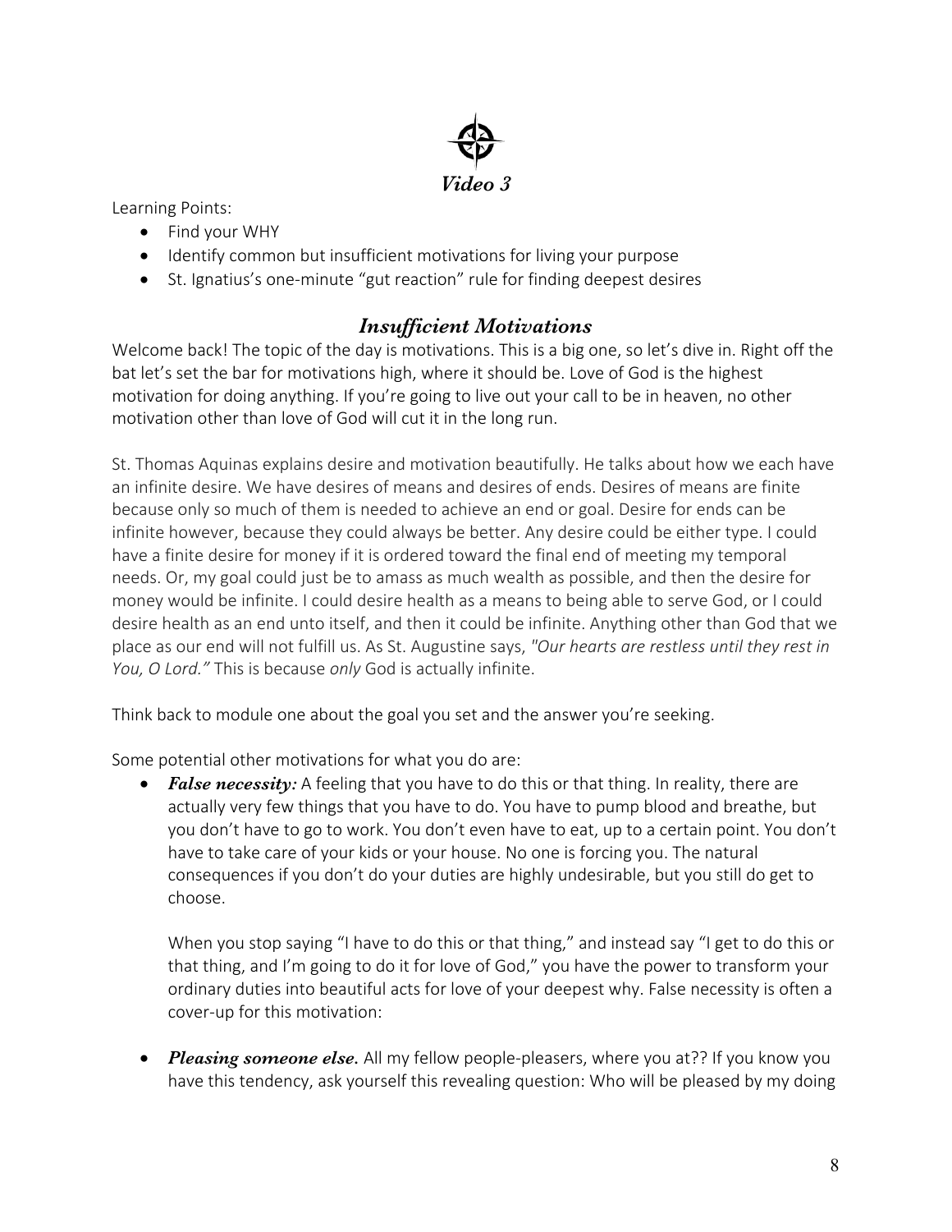## *Video 3*

Learning Points:

- Find your WHY
- Identify common but insufficient motivations for living your purpose
- St. Ignatius's one-minute "gut reaction" rule for finding deepest desires

## *Insufficient Motivations*

Welcome back! The topic of the day is motivations. This is a big one, so let's dive in. Right off the bat let's set the bar for motivations high, where it should be. Love of God is the highest motivation for doing anything. If you're going to live out your call to be in heaven, no other motivation other than love of God will cut it in the long run.

St. Thomas Aquinas explains desire and motivation beautifully. He talks about how we each have an infinite desire. We have desires of means and desires of ends. Desires of means are finite because only so much of them is needed to achieve an end or goal. Desire for ends can be infinite however, because they could always be better. Any desire could be either type. I could have a finite desire for money if it is ordered toward the final end of meeting my temporal needs. Or, my goal could just be to amass as much wealth as possible, and then the desire for money would be infinite. I could desire health as a means to being able to serve God, or I could desire health as an end unto itself, and then it could be infinite. Anything other than God that we place as our end will not fulfill us. As St. Augustine says, *"Our hearts are restless until they rest in You, O Lord."* This is because *only* God is actually infinite.

Think back to module one about the goal you set and the answer you're seeking.

Some potential other motivations for what you do are:

- ***False necessity:*** A feeling that you have to do this or that thing. In reality, there are actually very few things that you have to do. You have to pump blood and breathe, but you don't have to go to work. You don't even have to eat, up to a certain point. You don't have to take care of your kids or your house. No one is forcing you. The natural consequences if you don't do your duties are highly undesirable, but you still do get to choose.

  When you stop saying "I have to do this or that thing," and instead say "I get to do this or that thing, and I'm going to do it for love of God," you have the power to transform your ordinary duties into beautiful acts for love of your deepest why. False necessity is often a cover-up for this motivation:

- ***Pleasing someone else.*** All my fellow people-pleasers, where you at?? If you know you have this tendency, ask yourself this revealing question: Who will be pleased by my doing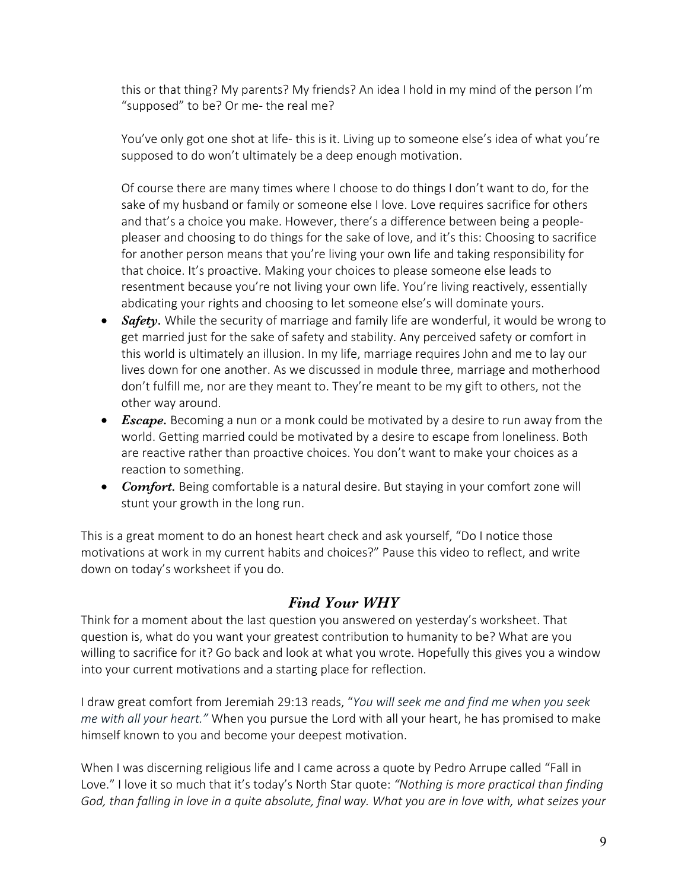this or that thing? My parents? My friends? An idea I hold in my mind of the person I'm "supposed" to be? Or me- the real me?

You've only got one shot at life- this is it. Living up to someone else's idea of what you're supposed to do won't ultimately be a deep enough motivation.

Of course there are many times where I choose to do things I don't want to do, for the sake of my husband or family or someone else I love. Love requires sacrifice for others and that's a choice you make. However, there's a difference between being a people-pleaser and choosing to do things for the sake of love, and it's this: Choosing to sacrifice for another person means that you're living your own life and taking responsibility for that choice. It's proactive. Making your choices to please someone else leads to resentment because you're not living your own life. You're living reactively, essentially abdicating your rights and choosing to let someone else's will dominate yours.

- ***Safety.*** While the security of marriage and family life are wonderful, it would be wrong to get married just for the sake of safety and stability. Any perceived safety or comfort in this world is ultimately an illusion. In my life, marriage requires John and me to lay our lives down for one another. As we discussed in module three, marriage and motherhood don't fulfill me, nor are they meant to. They're meant to be my gift to others, not the other way around.
- ***Escape.*** Becoming a nun or a monk could be motivated by a desire to run away from the world. Getting married could be motivated by a desire to escape from loneliness. Both are reactive rather than proactive choices. You don't want to make your choices as a reaction to something.
- ***Comfort.*** Being comfortable is a natural desire. But staying in your comfort zone will stunt your growth in the long run.

This is a great moment to do an honest heart check and ask yourself, "Do I notice those motivations at work in my current habits and choices?" Pause this video to reflect, and write down on today's worksheet if you do.

## *Find Your WHY*

Think for a moment about the last question you answered on yesterday's worksheet. That question is, what do you want your greatest contribution to humanity to be? What are you willing to sacrifice for it? Go back and look at what you wrote. Hopefully this gives you a window into your current motivations and a starting place for reflection.

I draw great comfort from Jeremiah 29:13 reads, "*You will seek me and find me when you seek me with all your heart."* When you pursue the Lord with all your heart, he has promised to make himself known to you and become your deepest motivation.

When I was discerning religious life and I came across a quote by Pedro Arrupe called "Fall in Love." I love it so much that it's today's North Star quote: *"Nothing is more practical than finding God, than falling in love in a quite absolute, final way. What you are in love with, what seizes your*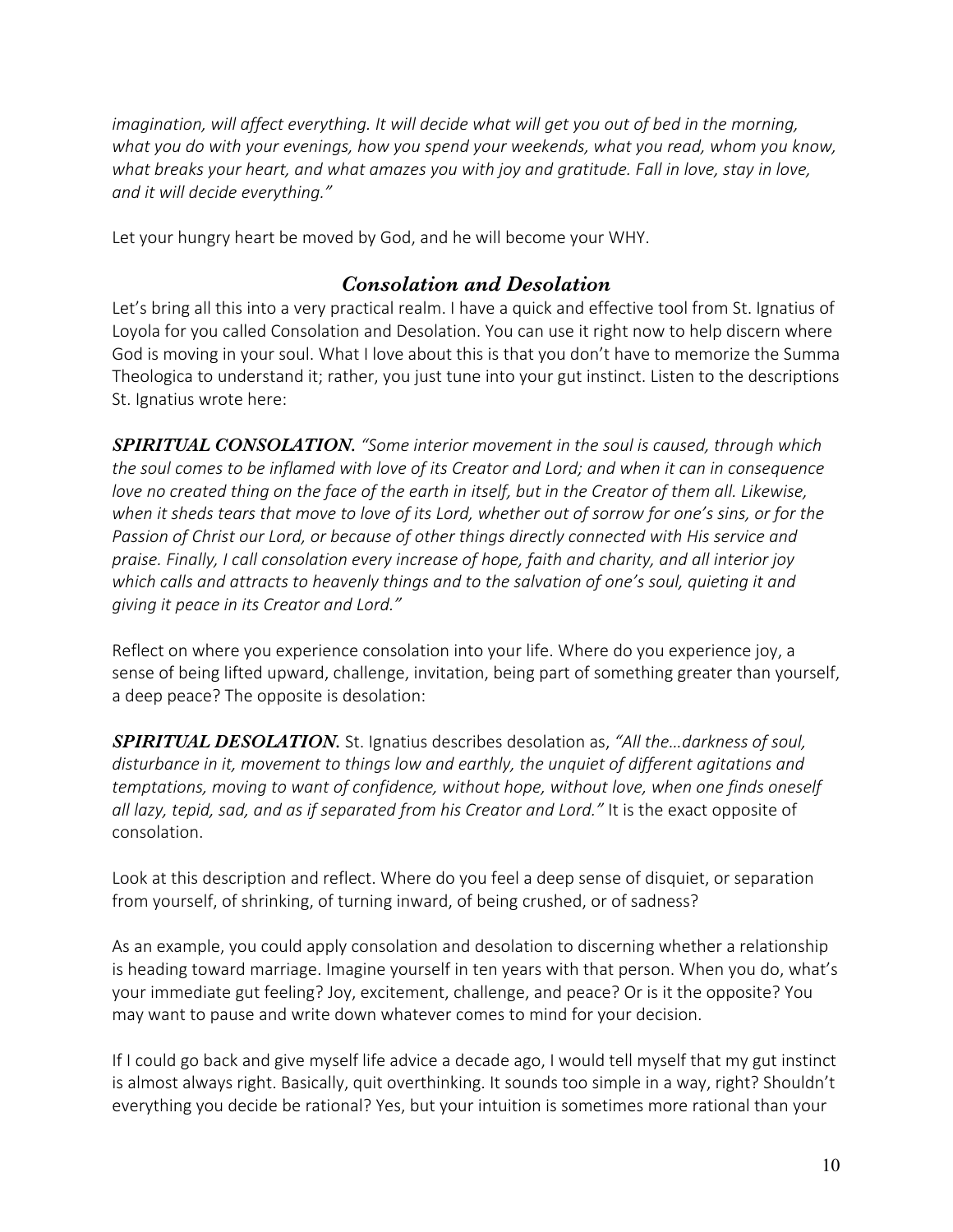*imagination, will affect everything. It will decide what will get you out of bed in the morning, what you do with your evenings, how you spend your weekends, what you read, whom you know, what breaks your heart, and what amazes you with joy and gratitude. Fall in love, stay in love, and it will decide everything."*

Let your hungry heart be moved by God, and he will become your WHY.

### *Consolation and Desolation*

Let's bring all this into a very practical realm. I have a quick and effective tool from St. Ignatius of Loyola for you called Consolation and Desolation. You can use it right now to help discern where God is moving in your soul. What I love about this is that you don't have to memorize the Summa Theologica to understand it; rather, you just tune into your gut instinct. Listen to the descriptions St. Ignatius wrote here:

***SPIRITUAL CONSOLATION.*** *"Some interior movement in the soul is caused, through which the soul comes to be inflamed with love of its Creator and Lord; and when it can in consequence love no created thing on the face of the earth in itself, but in the Creator of them all. Likewise, when it sheds tears that move to love of its Lord, whether out of sorrow for one's sins, or for the Passion of Christ our Lord, or because of other things directly connected with His service and praise. Finally, I call consolation every increase of hope, faith and charity, and all interior joy which calls and attracts to heavenly things and to the salvation of one's soul, quieting it and giving it peace in its Creator and Lord."*

Reflect on where you experience consolation into your life. Where do you experience joy, a sense of being lifted upward, challenge, invitation, being part of something greater than yourself, a deep peace? The opposite is desolation:

***SPIRITUAL DESOLATION.*** St. Ignatius describes desolation as, *"All the…darkness of soul, disturbance in it, movement to things low and earthly, the unquiet of different agitations and temptations, moving to want of confidence, without hope, without love, when one finds oneself all lazy, tepid, sad, and as if separated from his Creator and Lord."* It is the exact opposite of consolation.

Look at this description and reflect. Where do you feel a deep sense of disquiet, or separation from yourself, of shrinking, of turning inward, of being crushed, or of sadness?

As an example, you could apply consolation and desolation to discerning whether a relationship is heading toward marriage. Imagine yourself in ten years with that person. When you do, what's your immediate gut feeling? Joy, excitement, challenge, and peace? Or is it the opposite? You may want to pause and write down whatever comes to mind for your decision.

If I could go back and give myself life advice a decade ago, I would tell myself that my gut instinct is almost always right. Basically, quit overthinking. It sounds too simple in a way, right? Shouldn't everything you decide be rational? Yes, but your intuition is sometimes more rational than your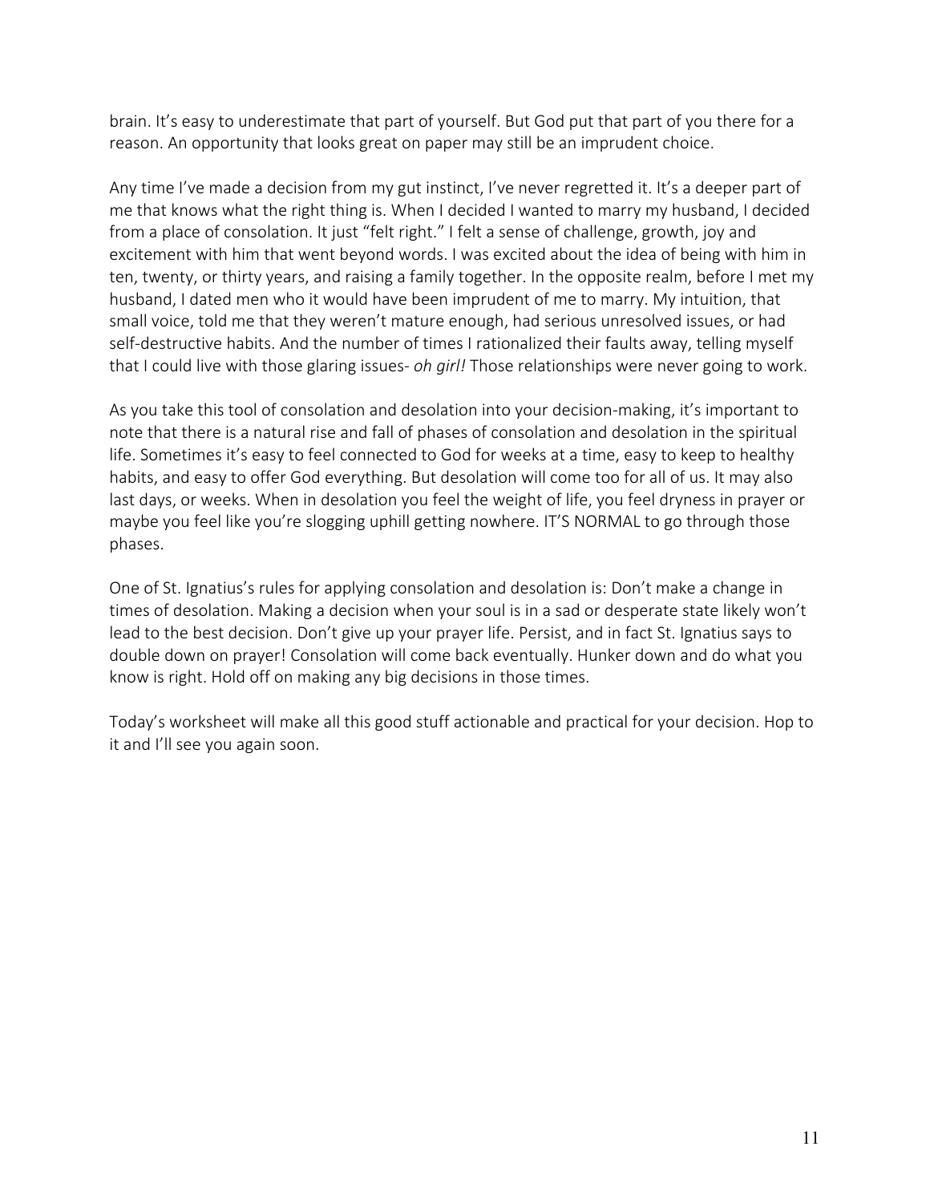brain. It's easy to underestimate that part of yourself. But God put that part of you there for a reason. An opportunity that looks great on paper may still be an imprudent choice.

Any time I've made a decision from my gut instinct, I've never regretted it. It's a deeper part of me that knows what the right thing is. When I decided I wanted to marry my husband, I decided from a place of consolation. It just "felt right." I felt a sense of challenge, growth, joy and excitement with him that went beyond words. I was excited about the idea of being with him in ten, twenty, or thirty years, and raising a family together. In the opposite realm, before I met my husband, I dated men who it would have been imprudent of me to marry. My intuition, that small voice, told me that they weren't mature enough, had serious unresolved issues, or had self-destructive habits. And the number of times I rationalized their faults away, telling myself that I could live with those glaring issues- *oh girl!* Those relationships were never going to work.

As you take this tool of consolation and desolation into your decision-making, it's important to note that there is a natural rise and fall of phases of consolation and desolation in the spiritual life. Sometimes it's easy to feel connected to God for weeks at a time, easy to keep to healthy habits, and easy to offer God everything. But desolation will come too for all of us. It may also last days, or weeks. When in desolation you feel the weight of life, you feel dryness in prayer or maybe you feel like you're slogging uphill getting nowhere. IT'S NORMAL to go through those phases.

One of St. Ignatius's rules for applying consolation and desolation is: Don't make a change in times of desolation. Making a decision when your soul is in a sad or desperate state likely won't lead to the best decision. Don't give up your prayer life. Persist, and in fact St. Ignatius says to double down on prayer! Consolation will come back eventually. Hunker down and do what you know is right. Hold off on making any big decisions in those times.

Today's worksheet will make all this good stuff actionable and practical for your decision. Hop to it and I'll see you again soon.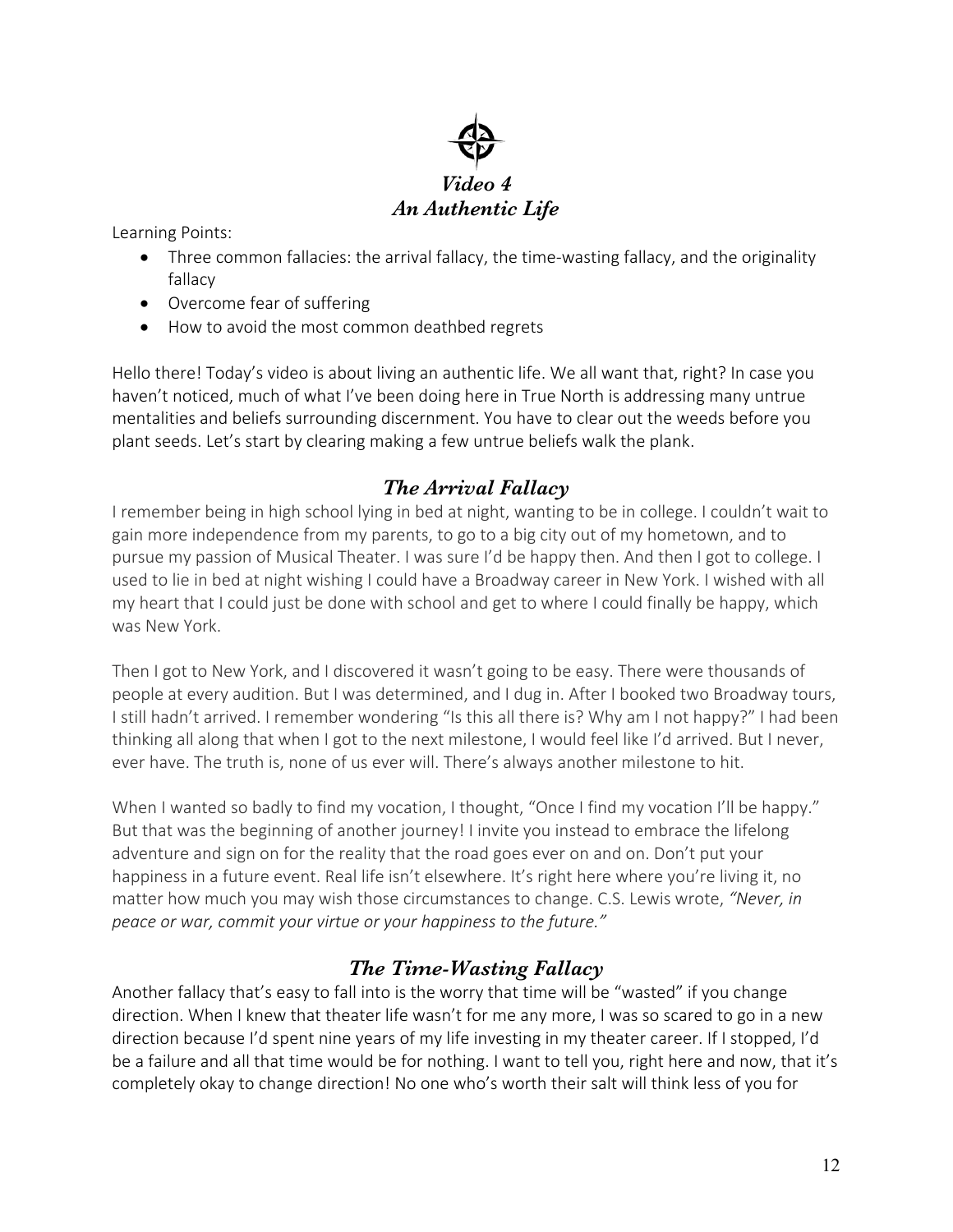# *Video 4*
# *An Authentic Life*

Learning Points:

- Three common fallacies: the arrival fallacy, the time-wasting fallacy, and the originality fallacy
- Overcome fear of suffering
- How to avoid the most common deathbed regrets

Hello there! Today's video is about living an authentic life. We all want that, right? In case you haven't noticed, much of what I've been doing here in True North is addressing many untrue mentalities and beliefs surrounding discernment. You have to clear out the weeds before you plant seeds. Let's start by clearing making a few untrue beliefs walk the plank.

## *The Arrival Fallacy*

I remember being in high school lying in bed at night, wanting to be in college. I couldn't wait to gain more independence from my parents, to go to a big city out of my hometown, and to pursue my passion of Musical Theater. I was sure I'd be happy then. And then I got to college. I used to lie in bed at night wishing I could have a Broadway career in New York. I wished with all my heart that I could just be done with school and get to where I could finally be happy, which was New York.

Then I got to New York, and I discovered it wasn't going to be easy. There were thousands of people at every audition. But I was determined, and I dug in. After I booked two Broadway tours, I still hadn't arrived. I remember wondering "Is this all there is? Why am I not happy?" I had been thinking all along that when I got to the next milestone, I would feel like I'd arrived. But I never, ever have. The truth is, none of us ever will. There's always another milestone to hit.

When I wanted so badly to find my vocation, I thought, "Once I find my vocation I'll be happy." But that was the beginning of another journey! I invite you instead to embrace the lifelong adventure and sign on for the reality that the road goes ever on and on. Don't put your happiness in a future event. Real life isn't elsewhere. It's right here where you're living it, no matter how much you may wish those circumstances to change. C.S. Lewis wrote, *"Never, in peace or war, commit your virtue or your happiness to the future."*

## *The Time-Wasting Fallacy*

Another fallacy that's easy to fall into is the worry that time will be "wasted" if you change direction. When I knew that theater life wasn't for me any more, I was so scared to go in a new direction because I'd spent nine years of my life investing in my theater career. If I stopped, I'd be a failure and all that time would be for nothing. I want to tell you, right here and now, that it's completely okay to change direction! No one who's worth their salt will think less of you for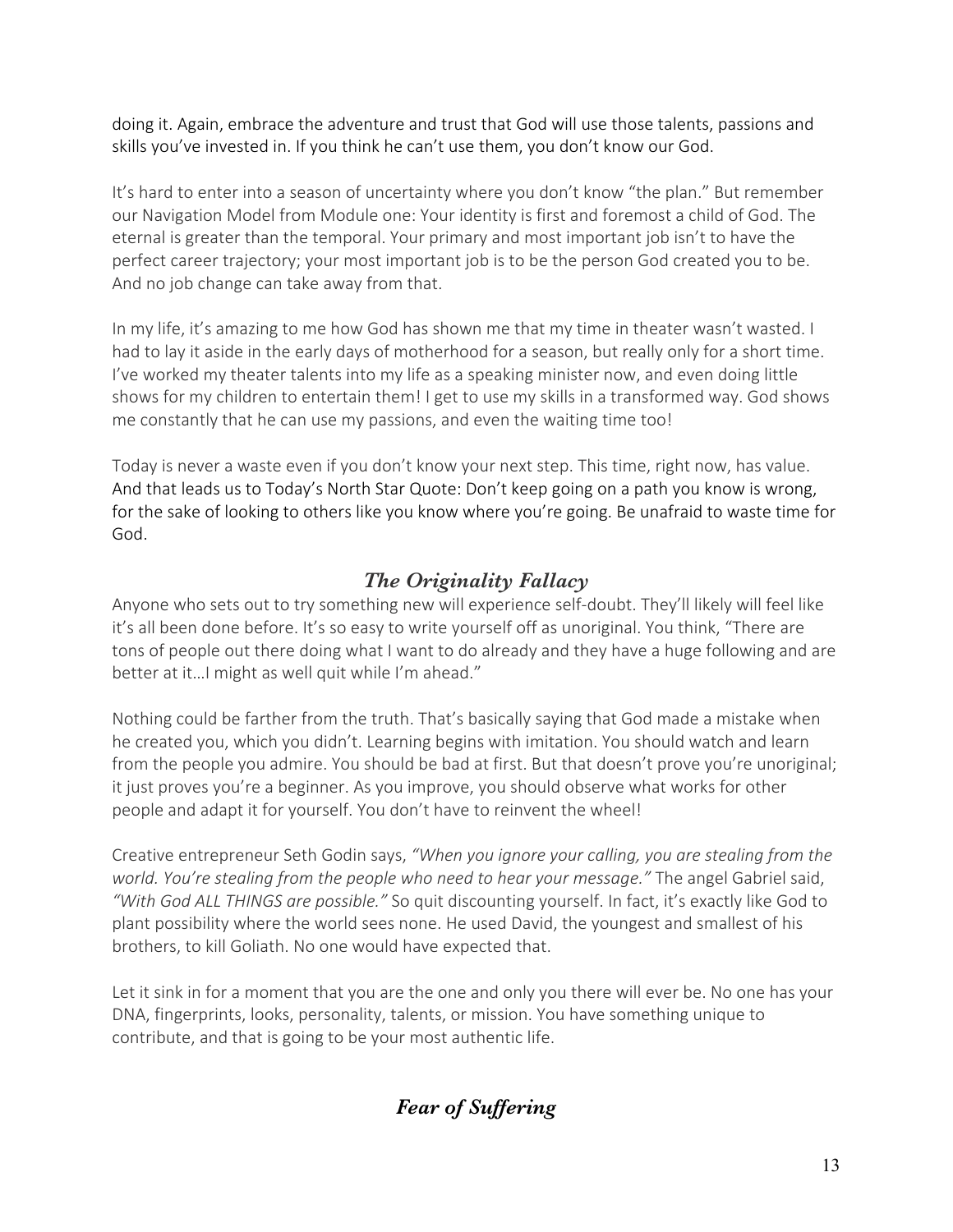doing it. Again, embrace the adventure and trust that God will use those talents, passions and skills you've invested in. If you think he can't use them, you don't know our God.

It's hard to enter into a season of uncertainty where you don't know "the plan." But remember our Navigation Model from Module one: Your identity is first and foremost a child of God. The eternal is greater than the temporal. Your primary and most important job isn't to have the perfect career trajectory; your most important job is to be the person God created you to be. And no job change can take away from that.

In my life, it's amazing to me how God has shown me that my time in theater wasn't wasted. I had to lay it aside in the early days of motherhood for a season, but really only for a short time. I've worked my theater talents into my life as a speaking minister now, and even doing little shows for my children to entertain them! I get to use my skills in a transformed way. God shows me constantly that he can use my passions, and even the waiting time too!

Today is never a waste even if you don't know your next step. This time, right now, has value. And that leads us to Today's North Star Quote: Don't keep going on a path you know is wrong, for the sake of looking to others like you know where you're going. Be unafraid to waste time for God.

## *The Originality Fallacy*

Anyone who sets out to try something new will experience self-doubt. They'll likely will feel like it's all been done before. It's so easy to write yourself off as unoriginal. You think, "There are tons of people out there doing what I want to do already and they have a huge following and are better at it…I might as well quit while I'm ahead."

Nothing could be farther from the truth. That's basically saying that God made a mistake when he created you, which you didn't. Learning begins with imitation. You should watch and learn from the people you admire. You should be bad at first. But that doesn't prove you're unoriginal; it just proves you're a beginner. As you improve, you should observe what works for other people and adapt it for yourself. You don't have to reinvent the wheel!

Creative entrepreneur Seth Godin says, *"When you ignore your calling, you are stealing from the world. You're stealing from the people who need to hear your message."* The angel Gabriel said, *"With God ALL THINGS are possible."* So quit discounting yourself. In fact, it's exactly like God to plant possibility where the world sees none. He used David, the youngest and smallest of his brothers, to kill Goliath. No one would have expected that.

Let it sink in for a moment that you are the one and only you there will ever be. No one has your DNA, fingerprints, looks, personality, talents, or mission. You have something unique to contribute, and that is going to be your most authentic life.

## *Fear of Suffering*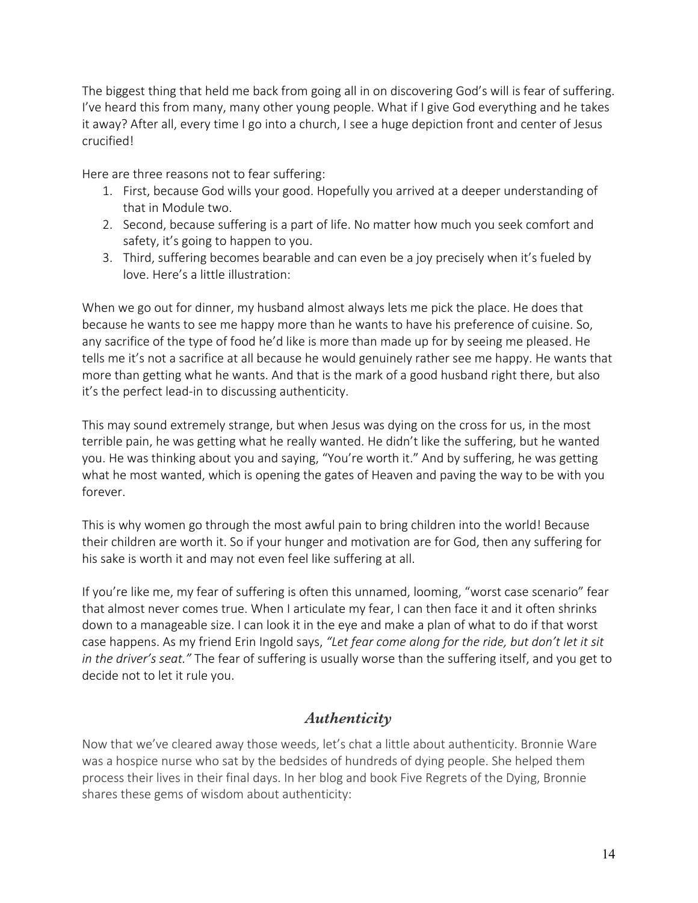The biggest thing that held me back from going all in on discovering God's will is fear of suffering. I've heard this from many, many other young people. What if I give God everything and he takes it away? After all, every time I go into a church, I see a huge depiction front and center of Jesus crucified!

Here are three reasons not to fear suffering:

1. First, because God wills your good. Hopefully you arrived at a deeper understanding of that in Module two.
2. Second, because suffering is a part of life. No matter how much you seek comfort and safety, it's going to happen to you.
3. Third, suffering becomes bearable and can even be a joy precisely when it's fueled by love. Here's a little illustration:

When we go out for dinner, my husband almost always lets me pick the place. He does that because he wants to see me happy more than he wants to have his preference of cuisine. So, any sacrifice of the type of food he'd like is more than made up for by seeing me pleased. He tells me it's not a sacrifice at all because he would genuinely rather see me happy. He wants that more than getting what he wants. And that is the mark of a good husband right there, but also it's the perfect lead-in to discussing authenticity.

This may sound extremely strange, but when Jesus was dying on the cross for us, in the most terrible pain, he was getting what he really wanted. He didn't like the suffering, but he wanted you. He was thinking about you and saying, "You're worth it." And by suffering, he was getting what he most wanted, which is opening the gates of Heaven and paving the way to be with you forever.

This is why women go through the most awful pain to bring children into the world! Because their children are worth it. So if your hunger and motivation are for God, then any suffering for his sake is worth it and may not even feel like suffering at all.

If you're like me, my fear of suffering is often this unnamed, looming, "worst case scenario" fear that almost never comes true. When I articulate my fear, I can then face it and it often shrinks down to a manageable size. I can look it in the eye and make a plan of what to do if that worst case happens. As my friend Erin Ingold says, *"Let fear come along for the ride, but don't let it sit in the driver's seat."* The fear of suffering is usually worse than the suffering itself, and you get to decide not to let it rule you.

## *Authenticity*

Now that we've cleared away those weeds, let's chat a little about authenticity. Bronnie Ware was a hospice nurse who sat by the bedsides of hundreds of dying people. She helped them process their lives in their final days. In her blog and book Five Regrets of the Dying, Bronnie shares these gems of wisdom about authenticity: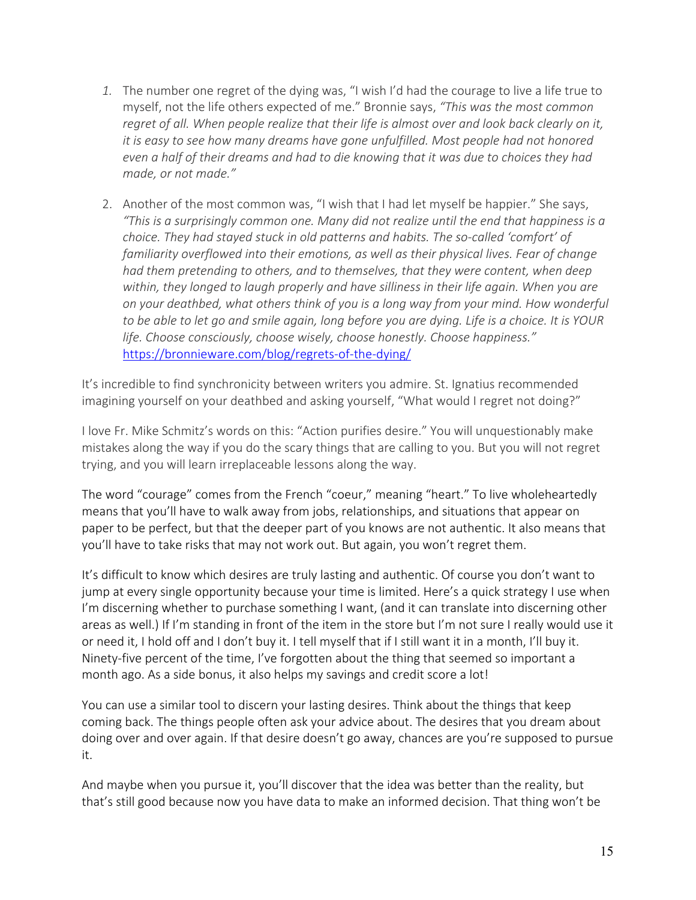1. The number one regret of the dying was, "I wish I'd had the courage to live a life true to myself, not the life others expected of me." Bronnie says, *"This was the most common regret of all. When people realize that their life is almost over and look back clearly on it, it is easy to see how many dreams have gone unfulfilled. Most people had not honored even a half of their dreams and had to die knowing that it was due to choices they had made, or not made."*

2. Another of the most common was, "I wish that I had let myself be happier." She says, *"This is a surprisingly common one. Many did not realize until the end that happiness is a choice. They had stayed stuck in old patterns and habits. The so-called 'comfort' of familiarity overflowed into their emotions, as well as their physical lives. Fear of change had them pretending to others, and to themselves, that they were content, when deep within, they longed to laugh properly and have silliness in their life again. When you are on your deathbed, what others think of you is a long way from your mind. How wonderful to be able to let go and smile again, long before you are dying. Life is a choice. It is YOUR life. Choose consciously, choose wisely, choose honestly. Choose happiness."* https://bronnieware.com/blog/regrets-of-the-dying/

It's incredible to find synchronicity between writers you admire. St. Ignatius recommended imagining yourself on your deathbed and asking yourself, "What would I regret not doing?"

I love Fr. Mike Schmitz's words on this: "Action purifies desire." You will unquestionably make mistakes along the way if you do the scary things that are calling to you. But you will not regret trying, and you will learn irreplaceable lessons along the way.

The word "courage" comes from the French "coeur," meaning "heart." To live wholeheartedly means that you'll have to walk away from jobs, relationships, and situations that appear on paper to be perfect, but that the deeper part of you knows are not authentic. It also means that you'll have to take risks that may not work out. But again, you won't regret them.

It's difficult to know which desires are truly lasting and authentic. Of course you don't want to jump at every single opportunity because your time is limited. Here's a quick strategy I use when I'm discerning whether to purchase something I want, (and it can translate into discerning other areas as well.) If I'm standing in front of the item in the store but I'm not sure I really would use it or need it, I hold off and I don't buy it. I tell myself that if I still want it in a month, I'll buy it. Ninety-five percent of the time, I've forgotten about the thing that seemed so important a month ago. As a side bonus, it also helps my savings and credit score a lot!

You can use a similar tool to discern your lasting desires. Think about the things that keep coming back. The things people often ask your advice about. The desires that you dream about doing over and over again. If that desire doesn't go away, chances are you're supposed to pursue it.

And maybe when you pursue it, you'll discover that the idea was better than the reality, but that's still good because now you have data to make an informed decision. That thing won't be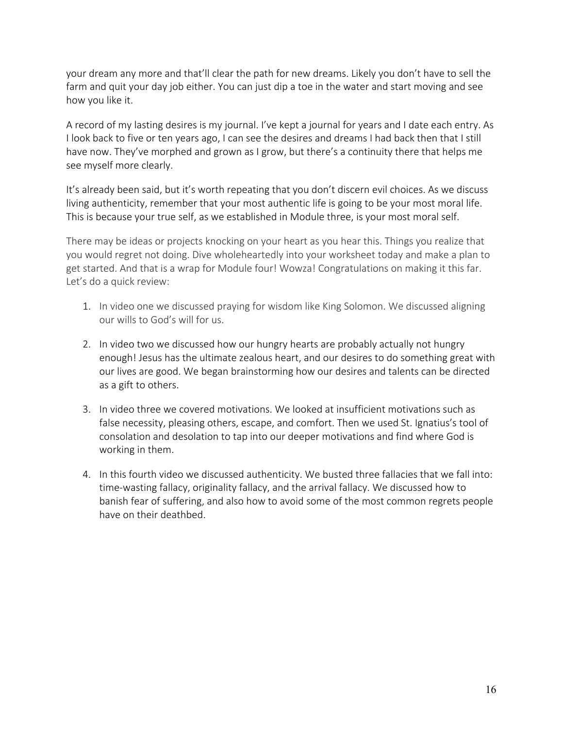your dream any more and that'll clear the path for new dreams. Likely you don't have to sell the farm and quit your day job either. You can just dip a toe in the water and start moving and see how you like it.

A record of my lasting desires is my journal. I've kept a journal for years and I date each entry. As I look back to five or ten years ago, I can see the desires and dreams I had back then that I still have now. They've morphed and grown as I grow, but there's a continuity there that helps me see myself more clearly.

It's already been said, but it's worth repeating that you don't discern evil choices. As we discuss living authenticity, remember that your most authentic life is going to be your most moral life. This is because your true self, as we established in Module three, is your most moral self.

There may be ideas or projects knocking on your heart as you hear this. Things you realize that you would regret not doing. Dive wholeheartedly into your worksheet today and make a plan to get started. And that is a wrap for Module four! Wowza! Congratulations on making it this far. Let's do a quick review:

1. In video one we discussed praying for wisdom like King Solomon. We discussed aligning our wills to God's will for us.
2. In video two we discussed how our hungry hearts are probably actually not hungry enough! Jesus has the ultimate zealous heart, and our desires to do something great with our lives are good. We began brainstorming how our desires and talents can be directed as a gift to others.
3. In video three we covered motivations. We looked at insufficient motivations such as false necessity, pleasing others, escape, and comfort. Then we used St. Ignatius's tool of consolation and desolation to tap into our deeper motivations and find where God is working in them.
4. In this fourth video we discussed authenticity. We busted three fallacies that we fall into: time-wasting fallacy, originality fallacy, and the arrival fallacy. We discussed how to banish fear of suffering, and also how to avoid some of the most common regrets people have on their deathbed.